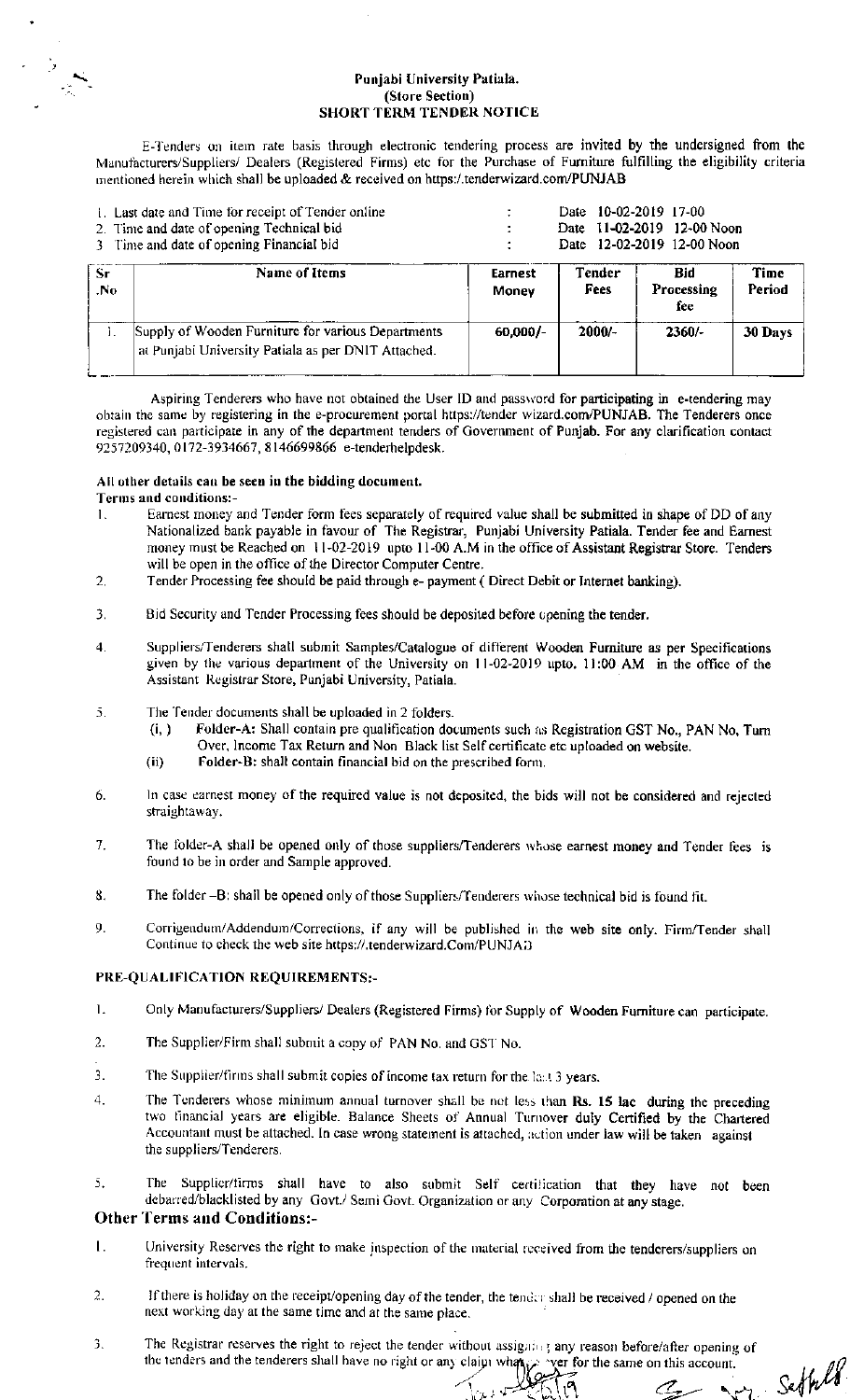# Punjabi University Patiala.
## (Store Section)
## SHORT TERM TENDER NOTICE

E-Tenders on item rate basis through electronic tendering process are invited by the undersigned from the Manufacturers/Suppliers/ Dealers (Registered Firms) etc for the Purchase of Furniture fulfilling the eligibility criteria mentioned herein which shall be uploaded & received on https:/.tenderwizard.com/PUNJAB

| | | |
|---|---|---|
| 1. Last date and Time for receipt of Tender online | : | Date 10-02-2019 17-00 |
| 2. Time and date of opening Technical bid | : | Date 11-02-2019 12-00 Noon |
| 3 Time and date of opening Financial bid | : | Date 12-02-2019 12-00 Noon |

| Sr .No | Name of Items | Earnest Money | Tender Fees | Bid Processing fee | Time Period |
|---|---|---|---|---|---|
| 1. | Supply of Wooden Furniture for various Departments at Punjabi University Patiala as per DNIT Attached. | 60,000/- | 2000/- | 2360/- | 30 Days |

Aspiring Tenderers who have not obtained the User ID and password for participating in e-tendering may obtain the same by registering in the e-procurement portal https://tender wizard.com/PUNJAB. The Tenderers once registered can participate in any of the department tenders of Government of Punjab. For any clarification contact 9257209340, 0172-3934667, 8146699866 e-tenderhelpdesk.

**All other details can be seen in the bidding document.**

**Terms and conditions:-**

1. Earnest money and Tender form fees separately of required value shall be submitted in shape of DD of any Nationalized bank payable in favour of The Registrar, Punjabi University Patiala. Tender fee and Earnest money must be Reached on 11-02-2019 upto 11-00 A.M in the office of Assistant Registrar Store. Tenders will be open in the office of the Director Computer Centre.
2. Tender Processing fee should be paid through e- payment ( Direct Debit or Internet banking).
3. Bid Security and Tender Processing fees should be deposited before opening the tender.
4. Suppliers/Tenderers shall submit Samples/Catalogue of different Wooden Furniture as per Specifications given by the various department of the University on 11-02-2019 upto. 11:00 AM in the office of the Assistant Registrar Store, Punjabi University, Patiala.
5. The Tender documents shall be uploaded in 2 folders.
   - (i, ) **Folder-A:** Shall contain pre qualification documents such as Registration GST No., PAN No, Turn Over, Income Tax Return and Non Black list Self certificate etc uploaded on website.
   - (ii) **Folder-B:** shall contain financial bid on the prescribed form.
6. In case earnest money of the required value is not deposited, the bids will not be considered and rejected straightaway.
7. The folder-A shall be opened only of those suppliers/Tenderers whose earnest money and Tender fees is found to be in order and Sample approved.
8. The folder –B: shall be opened only of those Suppliers/Tenderers whose technical bid is found fit.
9. Corrigendum/Addendum/Corrections, if any will be published in the web site only. Firm/Tender shall Continue to check the web site https://.tenderwizard.Com/PUNJAB

**PRE-QUALIFICATION REQUIREMENTS:-**

1. Only Manufacturers/Suppliers/ Dealers (Registered Firms) for Supply of Wooden Furniture can participate.
2. The Supplier/Firm shall submit a copy of PAN No. and GST No.
3. The Supplier/firms shall submit copies of income tax return for the last 3 years.
4. The Tenderers whose minimum annual turnover shall be not less than **Rs. 15 lac** during the preceding two financial years are eligible. Balance Sheets of Annual Turnover duly Certified by the Chartered Accountant must be attached. In case wrong statement is attached, action under law will be taken against the suppliers/Tenderers.
5. The Supplier/firms shall have to also submit Self certification that they have not been debarred/blacklisted by any Govt./ Semi Govt. Organization or any Corporation at any stage.

## Other Terms and Conditions:-

1. University Reserves the right to make inspection of the material received from the tenderers/suppliers on frequent intervals.
2. If there is holiday on the receipt/opening day of the tender, the tender shall be received / opened on the next working day at the same time and at the same place.
3. The Registrar reserves the right to reject the tender without assigning any reason before/after opening of the tenders and the tenderers shall have no right or any claim whatsoever for the same on this account.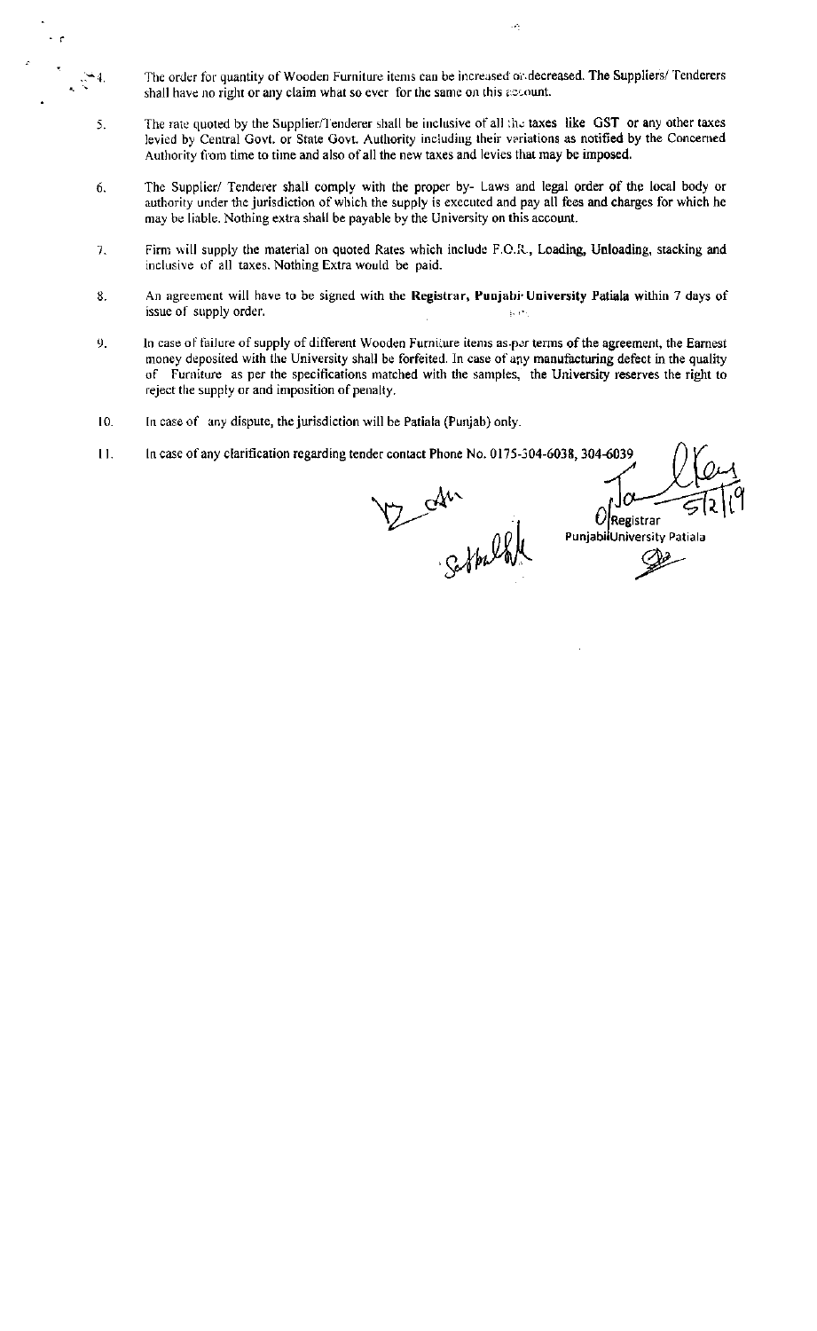4. The order for quantity of Wooden Furniture items can be increased or decreased. The Suppliers/ Tenderers shall have no right or any claim what so ever for the same on this account.

5. The rate quoted by the Supplier/Tenderer shall be inclusive of all the taxes like GST or any other taxes levied by Central Govt. or State Govt. Authority including their variations as notified by the Concerned Authority from time to time and also of all the new taxes and levies that may be imposed.

6. The Supplier/ Tenderer shall comply with the proper by- Laws and legal order of the local body or authority under the jurisdiction of which the supply is executed and pay all fees and charges for which he may be liable. Nothing extra shall be payable by the University on this account.

7. Firm will supply the material on quoted Rates which include F.O.R., Loading, Unloading, stacking and inclusive of all taxes. Nothing Extra would be paid.

8. An agreement will have to be signed with the **Registrar, Punjabi University Patiala** within 7 days of issue of supply order.

9. In case of failure of supply of different Wooden Furniture items as per terms of the agreement, the Earnest money deposited with the University shall be forfeited. In case of any manufacturing defect in the quality of Furniture as per the specifications matched with the samples, the University reserves the right to reject the supply or and imposition of penalty.

10. In case of any dispute, the jurisdiction will be Patiala (Punjab) only.

11. In case of any clarification regarding tender contact Phone No. 0175-304-6038, 304-6039

5/2/19

Registrar
Punjabi University Patiala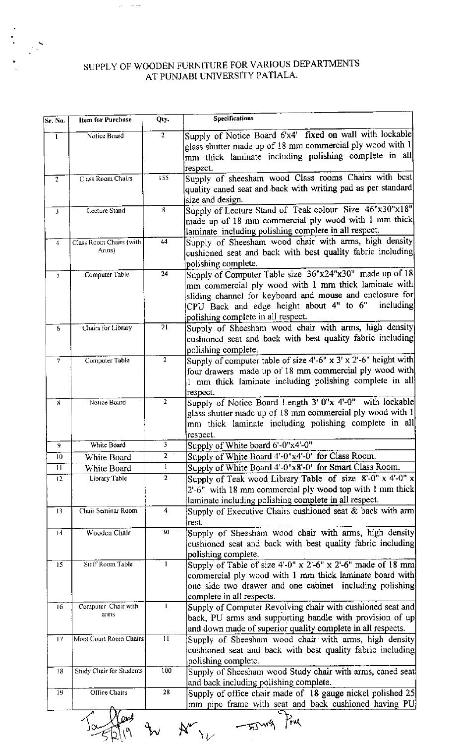# SUPPLY OF WOODEN FURNITURE FOR VARIOUS DEPARTMENTS AT PUNJABI UNIVERSITY PATIALA.

| Sr. No. | Item for Purchase | Qty. | Specifications |
|---|---|---|---|
| 1 | Notice Board | 2 | Supply of Notice Board 6'x4' fixed on wall with lockable glass shutter made up of 18 mm commercial ply wood with 1 mm thick laminate including polishing complete in all respect. |
| 2 | Class Room Chairs | 155 | Supply of sheesham wood Class rooms Chairs with best quality caned seat and back with writing pad as per standard size and design. |
| 3 | Lecture Stand | 8 | Supply of Lecture Stand of Teak colour Size 46"x30"x18" made up of 18 mm commercial ply wood with 1 mm thick laminate including polishing complete in all respect. |
| 4 | Class Room Chairs (with Arms) | 44 | Supply of Sheesham wood chair with arms, high density cushioned seat and back with best quality fabric including polishing complete. |
| 5 | Computer Table | 24 | Supply of Computer Table size 36"x24"x30" made up of 18 mm commercial ply wood with 1 mm thick laminate with sliding channel for keyboard and mouse and enclosure for CPU Back and edge height about 4" to 6" including polishing complete in all respect. |
| 6 | Chairs for Library | 21 | Supply of Sheesham wood chair with arms, high density cushioned seat and back with best quality fabric including polishing complete. |
| 7 | Computer Table | 2 | Supply of computer table of size 4'-6" x 3' x 2'-6" height with four drawers made up of 18 mm commercial ply wood with 1 mm thick laminate including polishing complete in all respect. |
| 8 | Notice Board | 2 | Supply of Notice Board Length 3'-0"x 4'-0" with lockable glass shutter made up of 18 mm commercial ply wood with 1 mm thick laminate including polishing complete in all respect. |
| 9 | White Board | 3 | Supply of White board 6'-0"x4'-0" |
| 10 | White Board | 2 | Supply of White Board 4'-0"x4'-0" for Class Room. |
| 11 | White Board | 1 | Supply of White Board 4'-0"x8'-0" for Smart Class Room. |
| 12 | Library Table | 2 | Supply of Teak wood Library Table of size 8'-0" x 4'-0" x 2'-6" with 18 mm commercial ply wood top with 1 mm thick laminate including polishing complete in all respect. |
| 13 | Chair Seminar Room | 4 | Supply of Executive Chairs cushioned seat & back with arm rest. |
| 14 | Wooden Chair | 30 | Supply of Sheesham wood chair with arms, high density cushioned seat and back with best quality fabric including polishing complete. |
| 15 | Staff Room Table | 1 | Supply of Table of size 4'-0" x 2'-6" x 2'-6" made of 18 mm commercial ply wood with 1 mm thick laminate board with one side two drawer and one cabinet including polishing complete in all respects. |
| 16 | Computer Chair with arms | 1 | Supply of Computer Revolving chair with cushioned seat and back, PU arms and supporting handle with provision of up and down made of superior quality complete in all respects. |
| 17 | Moot Court Room Chairs | 11 | Supply of Sheesham wood chair with arms, high density cushioned seat and back with best quality fabric including polishing complete. |
| 18 | Study Chair for Students | 100 | Supply of Sheesham wood Study chair with arms, caned seat and back including polishing complete. |
| 19 | Office Chairs | 28 | Supply of office chair made of 18 gauge nickel polished 25 mm pipe frame with seat and back cushioned having PU |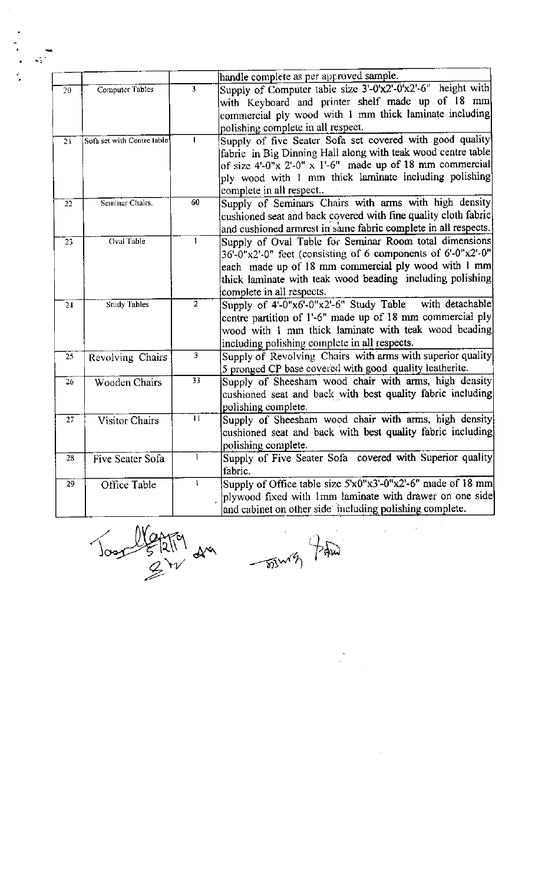| | | | |
|---|---|---|---|
| | | | handle complete as per approved sample. |
| 20 | Computer Tables | 3 | Supply of Computer table size 3'-0'x2'-0'x2'-6" height with with Keyboard and printer shelf made up of 18 mm commercial ply wood with 1 mm thick laminate including polishing complete in all respect. |
| 21 | Sofa set with Centre table | 1 | Supply of five Seater Sofa set covered with good quality fabric in Big Dinning Hall along with teak wood centre table of size 4'-0"x 2'-0" x 1'-6" made up of 18 mm commercial ply wood with 1 mm thick laminate including polishing complete in all respect.. |
| 22 | Seminar Chairs. | 60 | Supply of Seminars Chairs with arms with high density cushioned seat and back covered with fine quality cloth fabric and cushioned armrest in same fabric complete in all respects. |
| 23 | Oval Table | 1 | Supply of Oval Table for Seminar Room total dimensions 36'-0"x2'-0" feet (consisting of 6 components of 6'-0"x2'-0" each made up of 18 mm commercial ply wood with 1 mm thick laminate with teak wood beading including polishing complete in all respects. |
| 24 | Study Tables | 2 | Supply of 4'-0"x6'-0"x2'-6" Study Table with detachable centre partition of 1'-6" made up of 18 mm commercial ply wood with 1 mm thick laminate with teak wood beading including polishing complete in all respects. |
| 25 | Revolving Chairs | 3 | Supply of Revolving Chairs with arms with superior quality 5 pronged CP base covered with good quality leatherite. |
| 26 | Wooden Chairs | 33 | Supply of Sheesham wood chair with arms, high density cushioned seat and back with best quality fabric including polishing complete. |
| 27 | Visitor Chairs | 11 | Supply of Sheesham wood chair with arms, high density cushioned seat and back with best quality fabric including polishing complete. |
| 28 | Five Seater Sofa | 1 | Supply of Five Seater Sofa covered with Superior quality fabric. |
| 29 | Office Table | 1 | Supply of Office table size 5'x0"x3'-0"x2'-6" made of 18 mm plywood fixed with 1mm laminate with drawer on one side and cabinet on other side including polishing complete. |